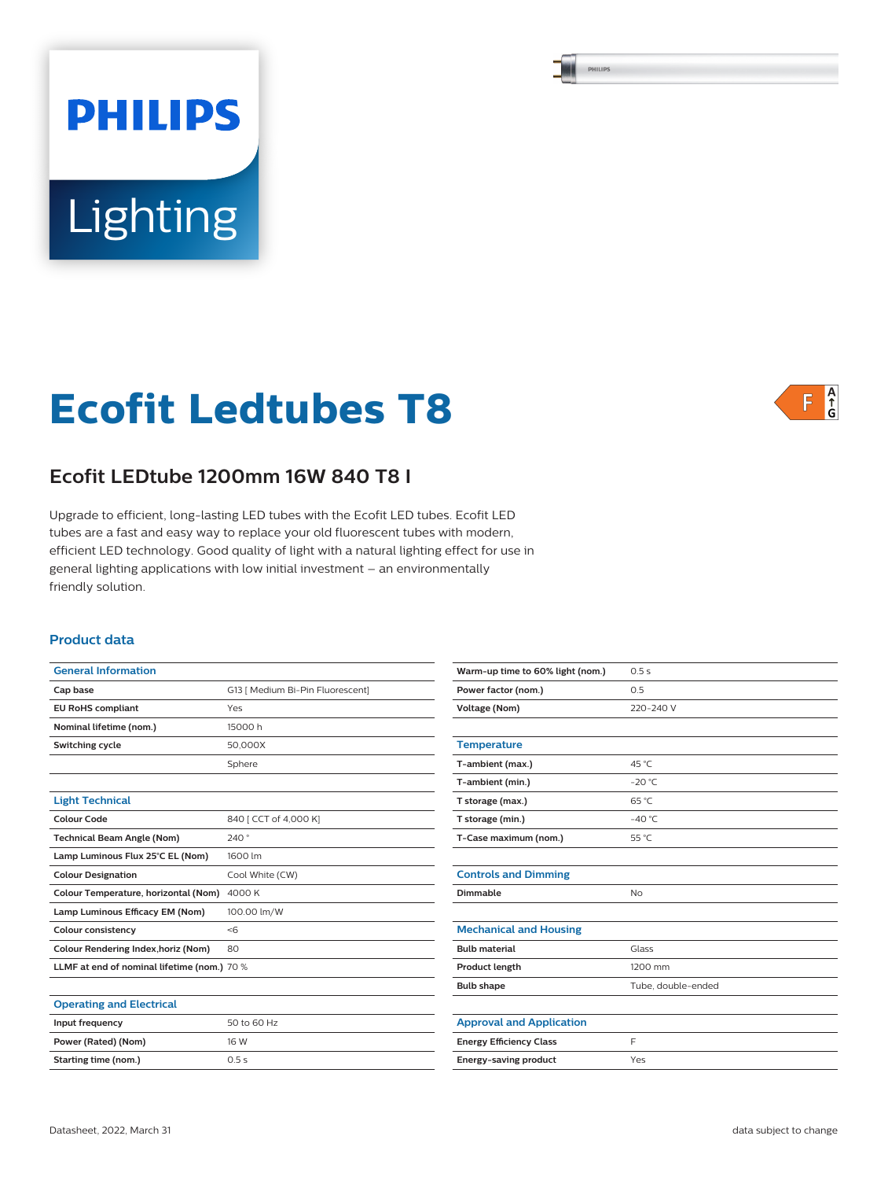PHILIPS

Lighting

# Ecofit Ledtubes T8

F A↑G

## Ecofit LEDtube 1200mm 16W 840 T8 I

Upgrade to efficient, long-lasting LED tubes with the Ecofit LED tubes. Ecofit LED tubes are a fast and easy way to replace your old fluorescent tubes with modern, efficient LED technology. Good quality of light with a natural lighting effect for use in general lighting applications with low initial investment – an environmentally friendly solution.

### Product data

| General Information | |
|---|---|
| Cap base | G13 [ Medium Bi-Pin Fluorescent] |
| EU RoHS compliant | Yes |
| Nominal lifetime (nom.) | 15000 h |
| Switching cycle | 50,000X |
| | Sphere |

| Light Technical | |
|---|---|
| Colour Code | 840 [ CCT of 4,000 K] |
| Technical Beam Angle (Nom) | 240 ° |
| Lamp Luminous Flux 25°C EL (Nom) | 1600 lm |
| Colour Designation | Cool White (CW) |
| Colour Temperature, horizontal (Nom) | 4000 K |
| Lamp Luminous Efficacy EM (Nom) | 100.00 lm/W |
| Colour consistency | <6 |
| Colour Rendering Index,horiz (Nom) | 80 |
| LLMF at end of nominal lifetime (nom.) | 70 % |

| Operating and Electrical | |
|---|---|
| Input frequency | 50 to 60 Hz |
| Power (Rated) (Nom) | 16 W |
| Starting time (nom.) | 0.5 s |
| Warm-up time to 60% light (nom.) | 0.5 s |
| Power factor (nom.) | 0.5 |
| Voltage (Nom) | 220-240 V |

| Temperature | |
|---|---|
| T-ambient (max.) | 45 °C |
| T-ambient (min.) | -20 °C |
| T storage (max.) | 65 °C |
| T storage (min.) | -40 °C |
| T-Case maximum (nom.) | 55 °C |

| Controls and Dimming | |
|---|---|
| Dimmable | No |

| Mechanical and Housing | |
|---|---|
| Bulb material | Glass |
| Product length | 1200 mm |
| Bulb shape | Tube, double-ended |

| Approval and Application | |
|---|---|
| Energy Efficiency Class | F |
| Energy-saving product | Yes |

Datasheet, 2022, March 31

data subject to change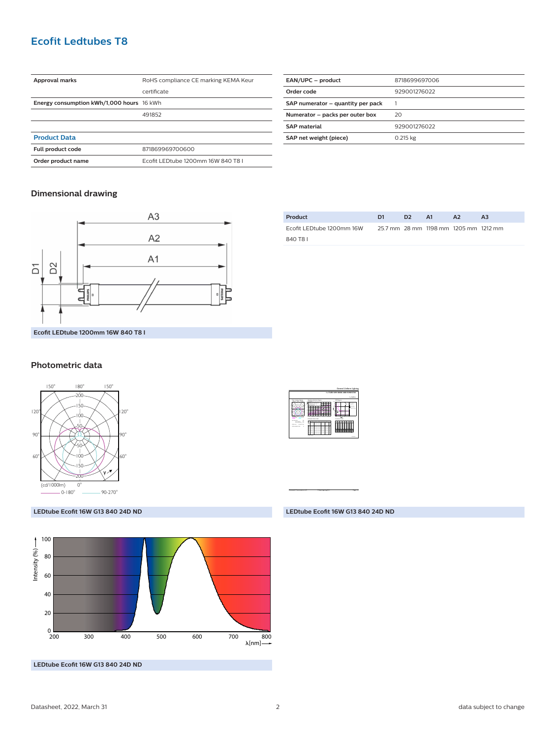## Ecofit Ledtubes T8

| Approval marks | RoHS compliance CE marking KEMA Keur certificate |
|---|---|
| Energy consumption kWh/1,000 hours | 16 kWh |
| | 491852 |
| | |

| Product Data | |
|---|---|
| Full product code | 871869969700600 |
| Order product name | Ecofit LEDtube 1200mm 16W 840 T8 I |

| EAN/UPC – product | 8718699697006 |
|---|---|
| Order code | 929001276022 |
| SAP numerator – quantity per pack | 1 |
| Numerator – packs per outer box | 20 |
| SAP material | 929001276022 |
| SAP net weight (piece) | 0.215 kg |

### Dimensional drawing

Ecofit LEDtube 1200mm 16W 840 T8 I

| Product | D1 | D2 | A1 | A2 | A3 |
|---|---|---|---|---|---|
| Ecofit LEDtube 1200mm 16W 840 T8 I | 25.7 mm | 28 mm | 1198 mm | 1205 mm | 1212 mm |

### Photometric data

LEDtube Ecofit 16W G13 840 24D ND

LEDtube Ecofit 16W G13 840 24D ND

LEDtube Ecofit 16W G13 840 24D ND

Datasheet, 2022, March 31

data subject to change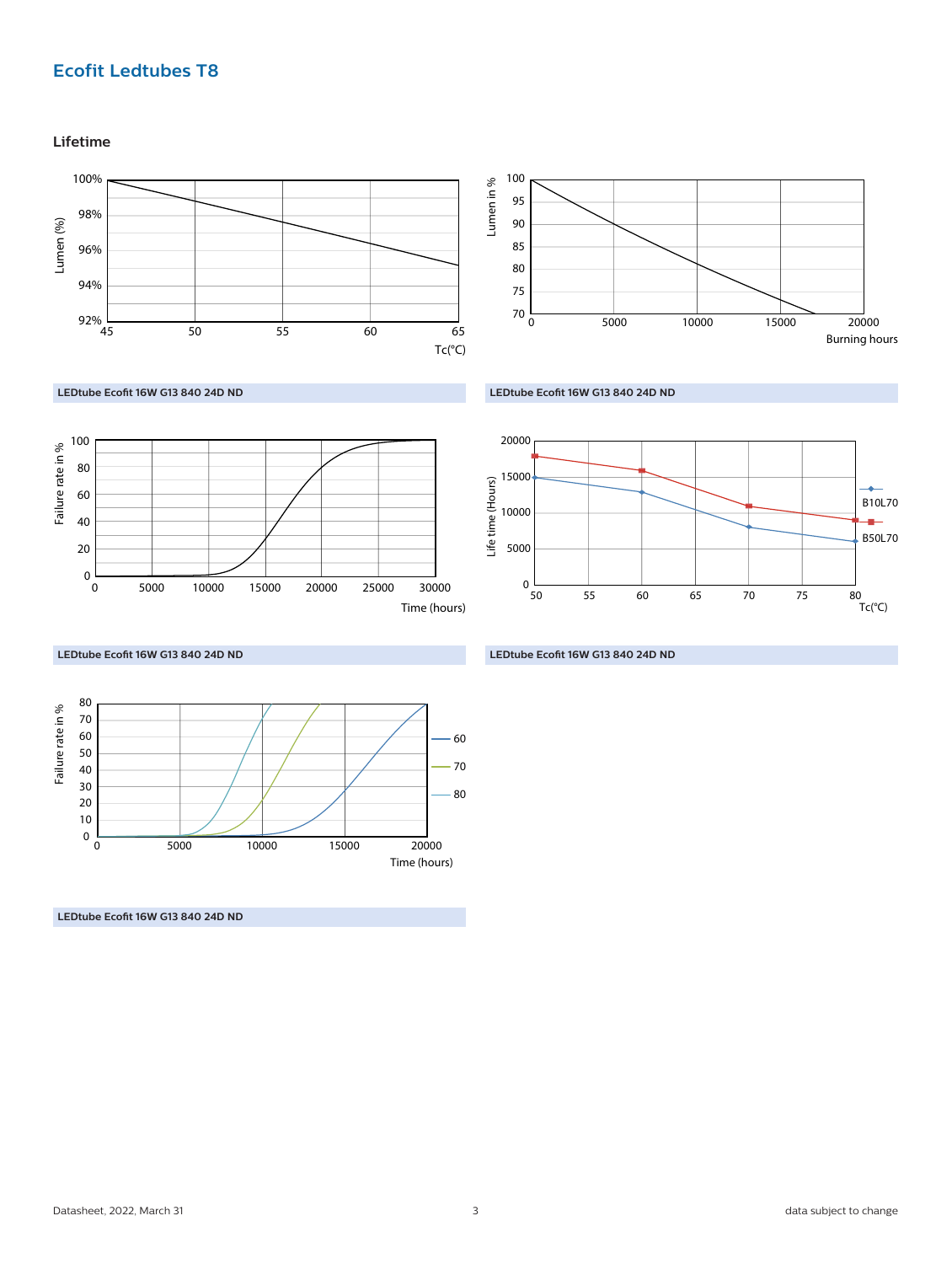## Ecofit Ledtubes T8

### Lifetime

LEDtube Ecofit 16W G13 840 24D ND

LEDtube Ecofit 16W G13 840 24D ND

LEDtube Ecofit 16W G13 840 24D ND

LEDtube Ecofit 16W G13 840 24D ND

LEDtube Ecofit 16W G13 840 24D ND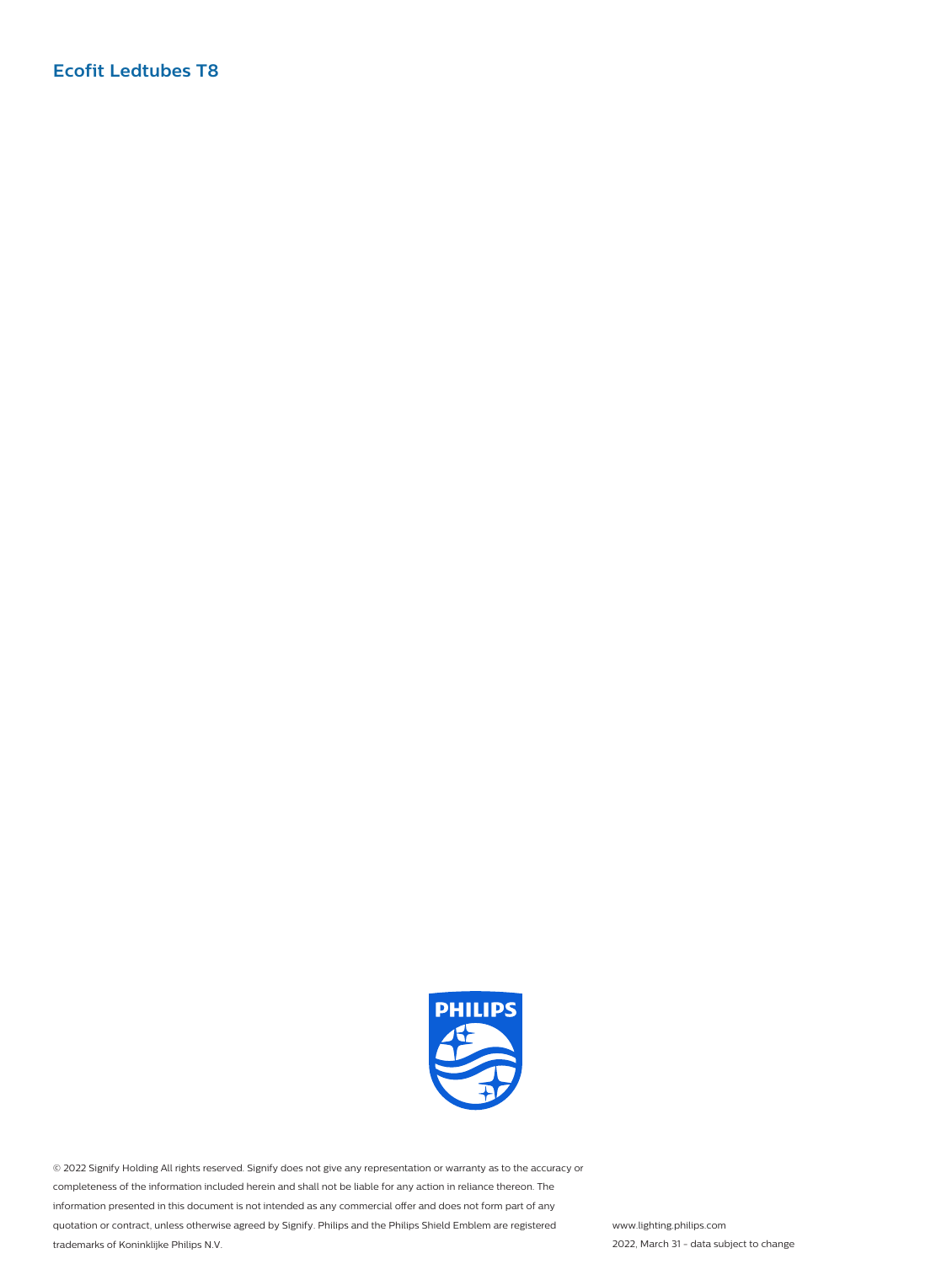© 2022 Signify Holding All rights reserved. Signify does not give any representation or warranty as to the accuracy or completeness of the information included herein and shall not be liable for any action in reliance thereon. The information presented in this document is not intended as any commercial offer and does not form part of any quotation or contract, unless otherwise agreed by Signify. Philips and the Philips Shield Emblem are registered trademarks of Koninklijke Philips N.V.

www.lighting.philips.com

2022, March 31 - data subject to change